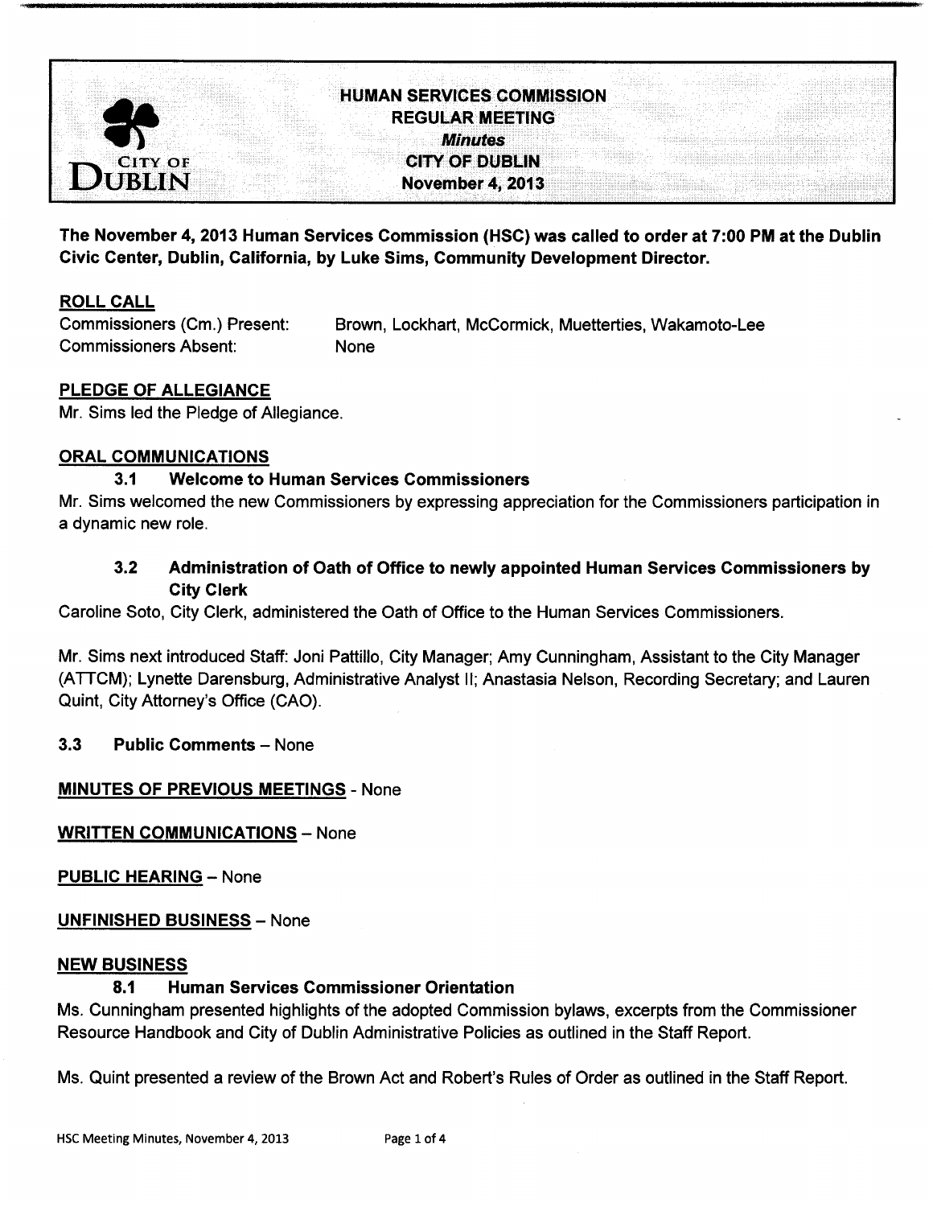**CITY OF DUBLIN**

# HUMAN SERVICES COMMISSION
## REGULAR MEETING
*Minutes*
**CITY OF DUBLIN**
**November 4, 2013**

**The November 4, 2013 Human Services Commission (HSC) was called to order at 7:00 PM at the Dublin Civic Center, Dublin, California, by Luke Sims, Community Development Director.**

## ROLL CALL

Commissioners (Cm.) Present: Brown, Lockhart, McCormick, Muetterties, Wakamoto-Lee
Commissioners Absent: None

## PLEDGE OF ALLEGIANCE

Mr. Sims led the Pledge of Allegiance.

## ORAL COMMUNICATIONS

### 3.1 Welcome to Human Services Commissioners

Mr. Sims welcomed the new Commissioners by expressing appreciation for the Commissioners participation in a dynamic new role.

### 3.2 Administration of Oath of Office to newly appointed Human Services Commissioners by City Clerk

Caroline Soto, City Clerk, administered the Oath of Office to the Human Services Commissioners.

Mr. Sims next introduced Staff: Joni Pattillo, City Manager; Amy Cunningham, Assistant to the City Manager (ATTCM); Lynette Darensburg, Administrative Analyst II; Anastasia Nelson, Recording Secretary; and Lauren Quint, City Attorney's Office (CAO).

### 3.3 Public Comments – None

## MINUTES OF PREVIOUS MEETINGS - None

## WRITTEN COMMUNICATIONS – None

## PUBLIC HEARING – None

## UNFINISHED BUSINESS – None

## NEW BUSINESS

### 8.1 Human Services Commissioner Orientation

Ms. Cunningham presented highlights of the adopted Commission bylaws, excerpts from the Commissioner Resource Handbook and City of Dublin Administrative Policies as outlined in the Staff Report.

Ms. Quint presented a review of the Brown Act and Robert's Rules of Order as outlined in the Staff Report.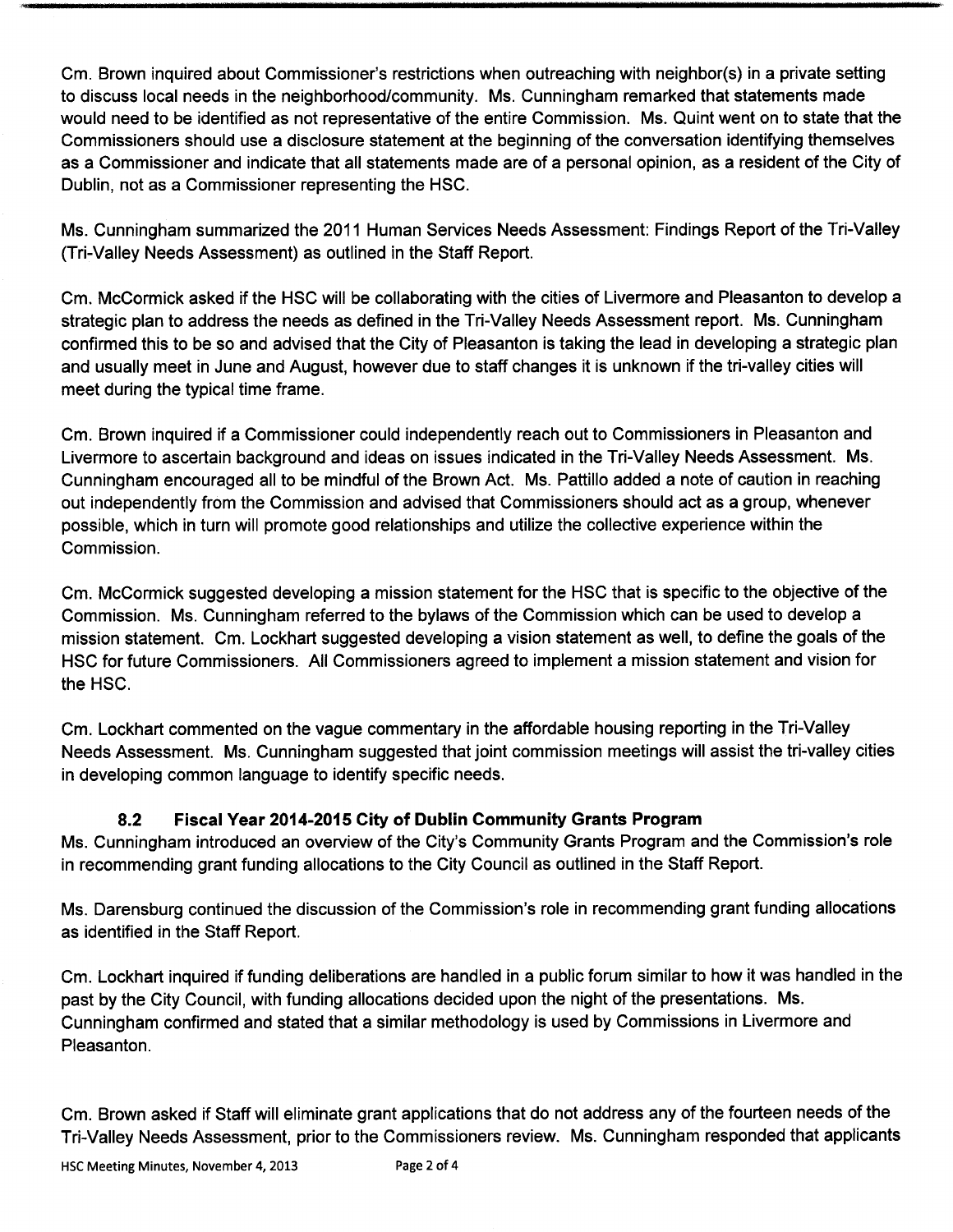Cm. Brown inquired about Commissioner's restrictions when outreaching with neighbor(s) in a private setting to discuss local needs in the neighborhood/community. Ms. Cunningham remarked that statements made would need to be identified as not representative of the entire Commission. Ms. Quint went on to state that the Commissioners should use a disclosure statement at the beginning of the conversation identifying themselves as a Commissioner and indicate that all statements made are of a personal opinion, as a resident of the City of Dublin, not as a Commissioner representing the HSC.

Ms. Cunningham summarized the 2011 Human Services Needs Assessment: Findings Report of the Tri-Valley (Tri-Valley Needs Assessment) as outlined in the Staff Report.

Cm. McCormick asked if the HSC will be collaborating with the cities of Livermore and Pleasanton to develop a strategic plan to address the needs as defined in the Tri-Valley Needs Assessment report. Ms. Cunningham confirmed this to be so and advised that the City of Pleasanton is taking the lead in developing a strategic plan and usually meet in June and August, however due to staff changes it is unknown if the tri-valley cities will meet during the typical time frame.

Cm. Brown inquired if a Commissioner could independently reach out to Commissioners in Pleasanton and Livermore to ascertain background and ideas on issues indicated in the Tri-Valley Needs Assessment. Ms. Cunningham encouraged all to be mindful of the Brown Act. Ms. Pattillo added a note of caution in reaching out independently from the Commission and advised that Commissioners should act as a group, whenever possible, which in turn will promote good relationships and utilize the collective experience within the Commission.

Cm. McCormick suggested developing a mission statement for the HSC that is specific to the objective of the Commission. Ms. Cunningham referred to the bylaws of the Commission which can be used to develop a mission statement. Cm. Lockhart suggested developing a vision statement as well, to define the goals of the HSC for future Commissioners. All Commissioners agreed to implement a mission statement and vision for the HSC.

Cm. Lockhart commented on the vague commentary in the affordable housing reporting in the Tri-Valley Needs Assessment. Ms. Cunningham suggested that joint commission meetings will assist the tri-valley cities in developing common language to identify specific needs.

### 8.2 Fiscal Year 2014-2015 City of Dublin Community Grants Program

Ms. Cunningham introduced an overview of the City's Community Grants Program and the Commission's role in recommending grant funding allocations to the City Council as outlined in the Staff Report.

Ms. Darensburg continued the discussion of the Commission's role in recommending grant funding allocations as identified in the Staff Report.

Cm. Lockhart inquired if funding deliberations are handled in a public forum similar to how it was handled in the past by the City Council, with funding allocations decided upon the night of the presentations. Ms. Cunningham confirmed and stated that a similar methodology is used by Commissions in Livermore and Pleasanton.

Cm. Brown asked if Staff will eliminate grant applications that do not address any of the fourteen needs of the Tri-Valley Needs Assessment, prior to the Commissioners review. Ms. Cunningham responded that applicants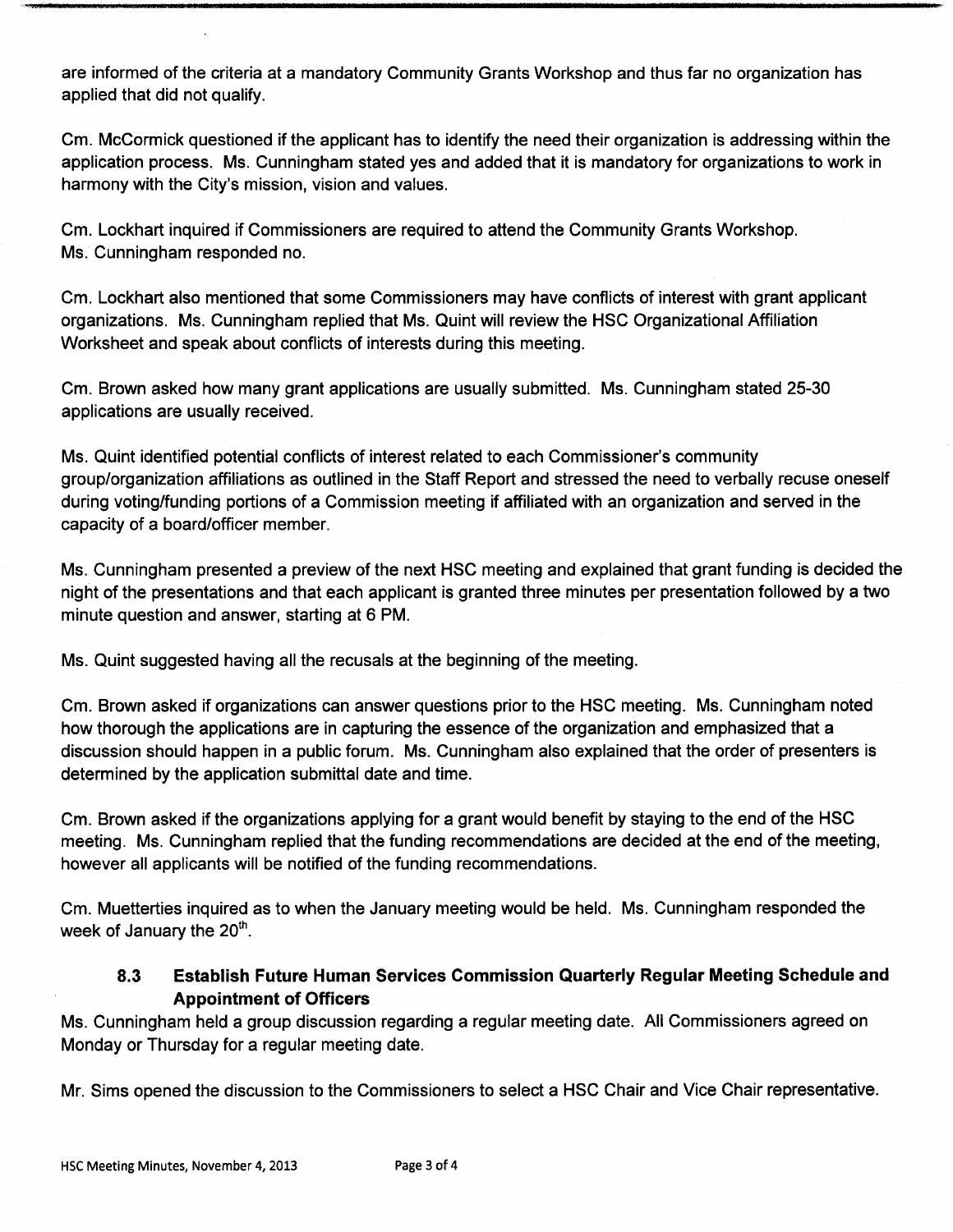are informed of the criteria at a mandatory Community Grants Workshop and thus far no organization has applied that did not qualify.

Cm. McCormick questioned if the applicant has to identify the need their organization is addressing within the application process. Ms. Cunningham stated yes and added that it is mandatory for organizations to work in harmony with the City's mission, vision and values.

Cm. Lockhart inquired if Commissioners are required to attend the Community Grants Workshop. Ms. Cunningham responded no.

Cm. Lockhart also mentioned that some Commissioners may have conflicts of interest with grant applicant organizations. Ms. Cunningham replied that Ms. Quint will review the HSC Organizational Affiliation Worksheet and speak about conflicts of interests during this meeting.

Cm. Brown asked how many grant applications are usually submitted. Ms. Cunningham stated 25-30 applications are usually received.

Ms. Quint identified potential conflicts of interest related to each Commissioner's community group/organization affiliations as outlined in the Staff Report and stressed the need to verbally recuse oneself during voting/funding portions of a Commission meeting if affiliated with an organization and served in the capacity of a board/officer member.

Ms. Cunningham presented a preview of the next HSC meeting and explained that grant funding is decided the night of the presentations and that each applicant is granted three minutes per presentation followed by a two minute question and answer, starting at 6 PM.

Ms. Quint suggested having all the recusals at the beginning of the meeting.

Cm. Brown asked if organizations can answer questions prior to the HSC meeting. Ms. Cunningham noted how thorough the applications are in capturing the essence of the organization and emphasized that a discussion should happen in a public forum. Ms. Cunningham also explained that the order of presenters is determined by the application submittal date and time.

Cm. Brown asked if the organizations applying for a grant would benefit by staying to the end of the HSC meeting. Ms. Cunningham replied that the funding recommendations are decided at the end of the meeting, however all applicants will be notified of the funding recommendations.

Cm. Muetterties inquired as to when the January meeting would be held. Ms. Cunningham responded the week of January the 20th.

### 8.3 Establish Future Human Services Commission Quarterly Regular Meeting Schedule and Appointment of Officers

Ms. Cunningham held a group discussion regarding a regular meeting date. All Commissioners agreed on Monday or Thursday for a regular meeting date.

Mr. Sims opened the discussion to the Commissioners to select a HSC Chair and Vice Chair representative.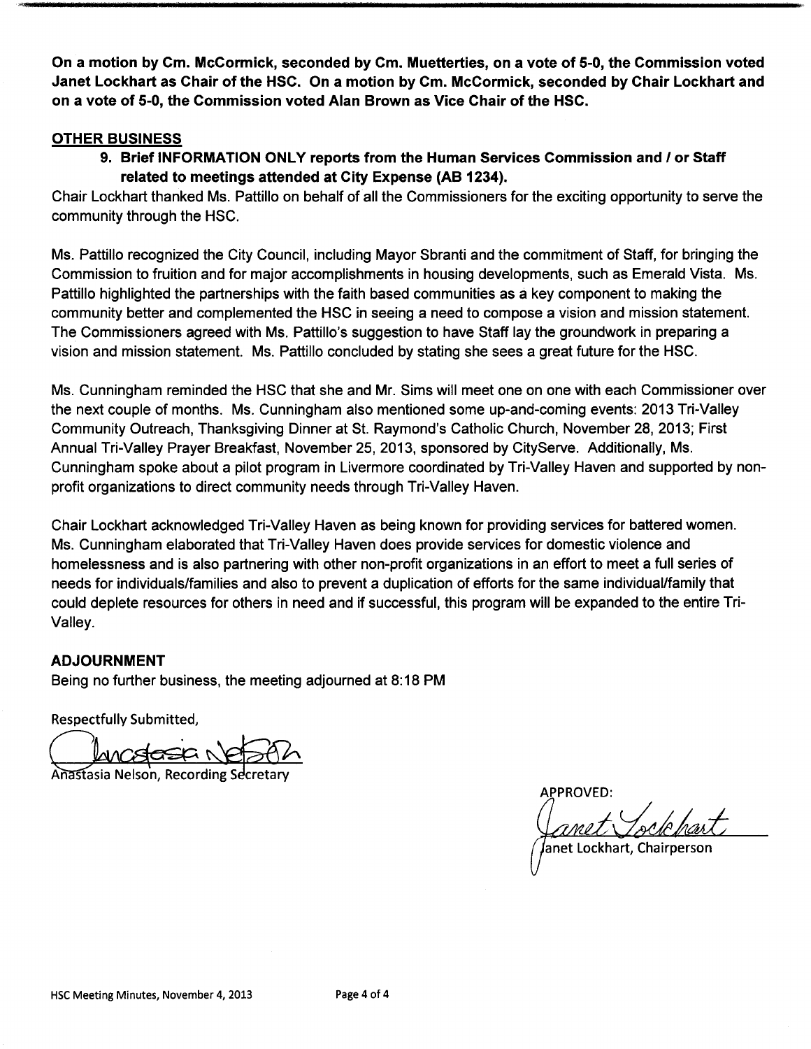**On a motion by Cm. McCormick, seconded by Cm. Muetterties, on a vote of 5-0, the Commission voted Janet Lockhart as Chair of the HSC. On a motion by Cm. McCormick, seconded by Chair Lockhart and on a vote of 5-0, the Commission voted Alan Brown as Vice Chair of the HSC.**

## OTHER BUSINESS

**9. Brief INFORMATION ONLY reports from the Human Services Commission and / or Staff related to meetings attended at City Expense (AB 1234).**

Chair Lockhart thanked Ms. Pattillo on behalf of all the Commissioners for the exciting opportunity to serve the community through the HSC.

Ms. Pattillo recognized the City Council, including Mayor Sbranti and the commitment of Staff, for bringing the Commission to fruition and for major accomplishments in housing developments, such as Emerald Vista. Ms. Pattillo highlighted the partnerships with the faith based communities as a key component to making the community better and complemented the HSC in seeing a need to compose a vision and mission statement. The Commissioners agreed with Ms. Pattillo's suggestion to have Staff lay the groundwork in preparing a vision and mission statement. Ms. Pattillo concluded by stating she sees a great future for the HSC.

Ms. Cunningham reminded the HSC that she and Mr. Sims will meet one on one with each Commissioner over the next couple of months. Ms. Cunningham also mentioned some up-and-coming events: 2013 Tri-Valley Community Outreach, Thanksgiving Dinner at St. Raymond's Catholic Church, November 28, 2013; First Annual Tri-Valley Prayer Breakfast, November 25, 2013, sponsored by CityServe. Additionally, Ms. Cunningham spoke about a pilot program in Livermore coordinated by Tri-Valley Haven and supported by non-profit organizations to direct community needs through Tri-Valley Haven.

Chair Lockhart acknowledged Tri-Valley Haven as being known for providing services for battered women. Ms. Cunningham elaborated that Tri-Valley Haven does provide services for domestic violence and homelessness and is also partnering with other non-profit organizations in an effort to meet a full series of needs for individuals/families and also to prevent a duplication of efforts for the same individual/family that could deplete resources for others in need and if successful, this program will be expanded to the entire Tri-Valley.

## ADJOURNMENT

Being no further business, the meeting adjourned at 8:18 PM

Respectfully Submitted,

Anastasia Nelson, Recording Secretary

APPROVED:

Janet Lockhart, Chairperson